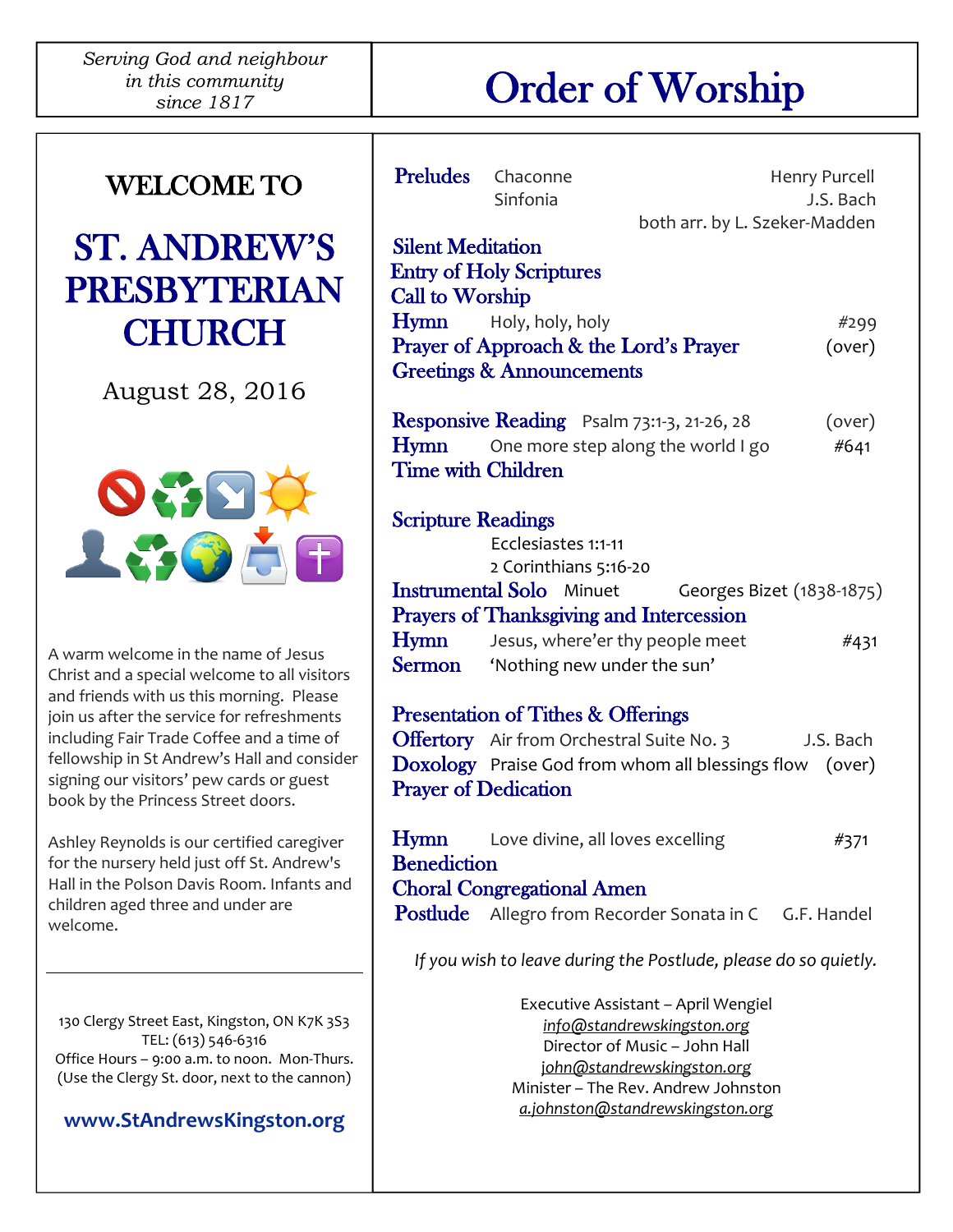*Serving God and neighbour in this community since 1817*

# Order of Worship

## WELCOME TO

# ST. ANDREW'S PRESBYTERIAN CHURCH

August 28, 2016

A warm welcome in the name of Jesus Christ and a special welcome to all visitors and friends with us this morning. Please join us after the service for refreshments including Fair Trade Coffee and a time of fellowship in St Andrew's Hall and consider signing our visitors' pew cards or guest book by the Princess Street doors.

Ashley Reynolds is our certified caregiver for the nursery held just off St. Andrew's Hall in the Polson Davis Room. Infants and children aged three and under are welcome.

130 Clergy Street East, Kingston, ON K7K 3S3
TEL: (613) 546-6316
Office Hours – 9:00 a.m. to noon. Mon-Thurs.
(Use the Clergy St. door, next to the cannon)

**www.StAndrewsKingston.org**

---

**Preludes** Chaconne — Henry Purcell
Sinfonia — J.S. Bach
both arr. by L. Szeker-Madden

**Silent Meditation**
**Entry of Holy Scriptures**
**Call to Worship**
**Hymn** Holy, holy, holy #299
**Prayer of Approach & the Lord's Prayer** (over)
**Greetings & Announcements**

**Responsive Reading** Psalm 73:1-3, 21-26, 28 (over)
**Hymn** One more step along the world I go #641
**Time with Children**

**Scripture Readings**
Ecclesiastes 1:1-11
2 Corinthians 5:16-20
**Instrumental Solo** Minuet — Georges Bizet (1838-1875)
**Prayers of Thanksgiving and Intercession**
**Hymn** Jesus, where'er thy people meet #431
**Sermon** 'Nothing new under the sun'

**Presentation of Tithes & Offerings**
**Offertory** Air from Orchestral Suite No. 3 — J.S. Bach
**Doxology** Praise God from whom all blessings flow (over)
**Prayer of Dedication**

**Hymn** Love divine, all loves excelling #371
**Benediction**
**Choral Congregational Amen**
**Postlude** Allegro from Recorder Sonata in C — G.F. Handel

*If you wish to leave during the Postlude, please do so quietly.*

Executive Assistant – April Wengiel
info@standrewskingston.org
Director of Music – John Hall
john@standrewskingston.org
Minister – The Rev. Andrew Johnston
a.johnston@standrewskingston.org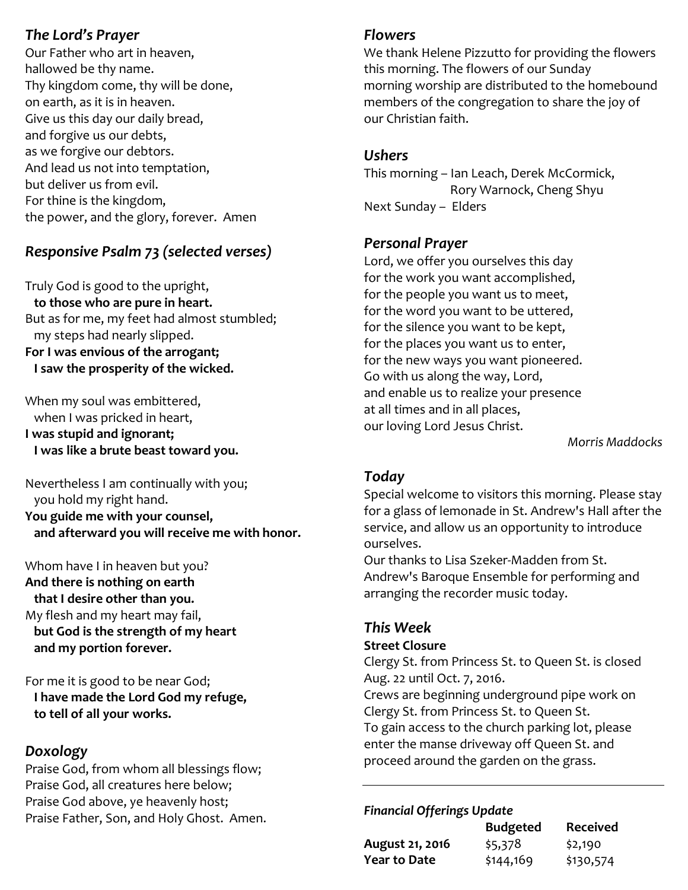### *The Lord's Prayer*

Our Father who art in heaven,
hallowed be thy name.
Thy kingdom come, thy will be done,
on earth, as it is in heaven.
Give us this day our daily bread,
and forgive us our debts,
as we forgive our debtors.
And lead us not into temptation,
but deliver us from evil.
For thine is the kingdom,
the power, and the glory, forever. Amen

### *Responsive Psalm 73 (selected verses)*

Truly God is good to the upright,
**to those who are pure in heart.**
But as for me, my feet had almost stumbled;
my steps had nearly slipped.
**For I was envious of the arrogant;**
**I saw the prosperity of the wicked.**

When my soul was embittered,
when I was pricked in heart,
**I was stupid and ignorant;**
**I was like a brute beast toward you.**

Nevertheless I am continually with you;
you hold my right hand.
**You guide me with your counsel,**
**and afterward you will receive me with honor.**

Whom have I in heaven but you?
**And there is nothing on earth**
**that I desire other than you.**
My flesh and my heart may fail,
**but God is the strength of my heart**
**and my portion forever.**

For me it is good to be near God;
**I have made the Lord God my refuge,**
**to tell of all your works.**

### *Doxology*

Praise God, from whom all blessings flow;
Praise God, all creatures here below;
Praise God above, ye heavenly host;
Praise Father, Son, and Holy Ghost. Amen.

### *Flowers*

We thank Helene Pizzutto for providing the flowers this morning. The flowers of our Sunday morning worship are distributed to the homebound members of the congregation to share the joy of our Christian faith.

### *Ushers*

This morning – Ian Leach, Derek McCormick,
Rory Warnock, Cheng Shyu
Next Sunday – Elders

### *Personal Prayer*

Lord, we offer you ourselves this day
for the work you want accomplished,
for the people you want us to meet,
for the word you want to be uttered,
for the silence you want to be kept,
for the places you want us to enter,
for the new ways you want pioneered.
Go with us along the way, Lord,
and enable us to realize your presence
at all times and in all places,
our loving Lord Jesus Christ.

*Morris Maddocks*

### *Today*

Special welcome to visitors this morning. Please stay for a glass of lemonade in St. Andrew's Hall after the service, and allow us an opportunity to introduce ourselves.
Our thanks to Lisa Szeker-Madden from St. Andrew's Baroque Ensemble for performing and arranging the recorder music today.

### *This Week*

**Street Closure**
Clergy St. from Princess St. to Queen St. is closed Aug. 22 until Oct. 7, 2016.
Crews are beginning underground pipe work on Clergy St. from Princess St. to Queen St.
To gain access to the church parking lot, please enter the manse driveway off Queen St. and proceed around the garden on the grass.

---

***Financial Offerings Update***

| | Budgeted | Received |
|---|---|---|
| **August 21, 2016** | $5,378 | $2,190 |
| **Year to Date** | $144,169 | $130,574 |